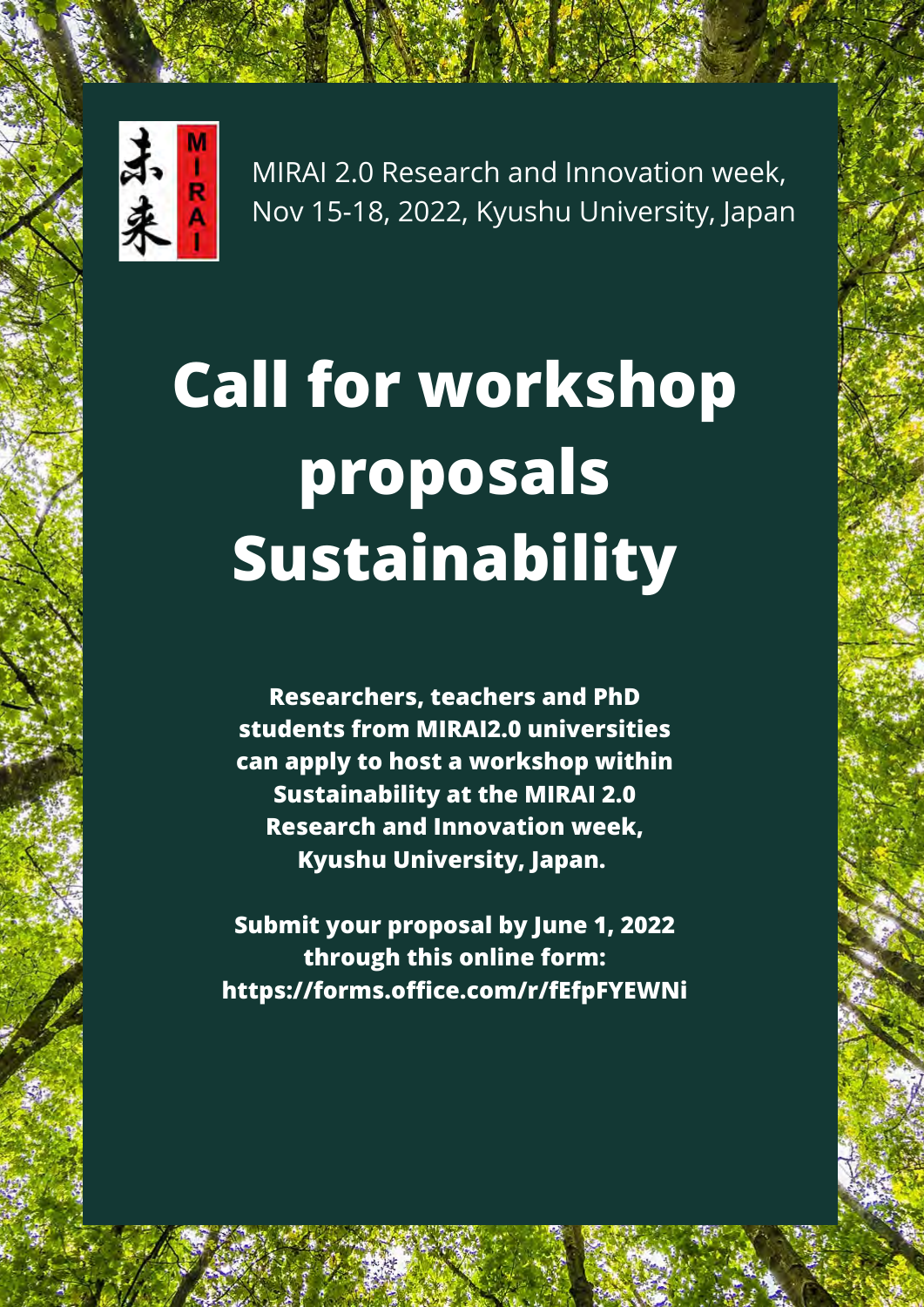MIRAI 2.0 Research and Innovation week, Nov 15-18, 2022, Kyushu University, Japan

# Call for workshop proposals Sustainability

**Researchers, teachers and PhD students from MIRAI2.0 universities can apply to host a workshop within Sustainability at the MIRAI 2.0 Research and Innovation week, Kyushu University, Japan.**

**Submit your proposal by June 1, 2022 through this online form: https://forms.office.com/r/fEfpFYEWNi**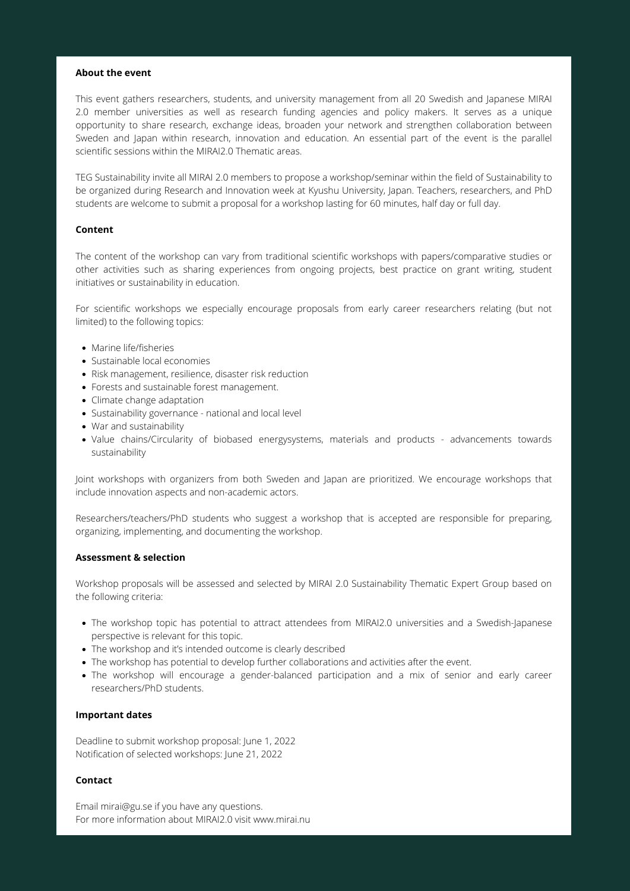**About the event**

This event gathers researchers, students, and university management from all 20 Swedish and Japanese MIRAI 2.0 member universities as well as research funding agencies and policy makers. It serves as a unique opportunity to share research, exchange ideas, broaden your network and strengthen collaboration between Sweden and Japan within research, innovation and education. An essential part of the event is the parallel scientific sessions within the MIRAI2.0 Thematic areas.

TEG Sustainability invite all MIRAI 2.0 members to propose a workshop/seminar within the field of Sustainability to be organized during Research and Innovation week at Kyushu University, Japan. Teachers, researchers, and PhD students are welcome to submit a proposal for a workshop lasting for 60 minutes, half day or full day.

**Content**

The content of the workshop can vary from traditional scientific workshops with papers/comparative studies or other activities such as sharing experiences from ongoing projects, best practice on grant writing, student initiatives or sustainability in education.

For scientific workshops we especially encourage proposals from early career researchers relating (but not limited) to the following topics:

- Marine life/fisheries
- Sustainable local economies
- Risk management, resilience, disaster risk reduction
- Forests and sustainable forest management.
- Climate change adaptation
- Sustainability governance - national and local level
- War and sustainability
- Value chains/Circularity of biobased energysystems, materials and products - advancements towards sustainability

Joint workshops with organizers from both Sweden and Japan are prioritized. We encourage workshops that include innovation aspects and non-academic actors.

Researchers/teachers/PhD students who suggest a workshop that is accepted are responsible for preparing, organizing, implementing, and documenting the workshop.

**Assessment & selection**

Workshop proposals will be assessed and selected by MIRAI 2.0 Sustainability Thematic Expert Group based on the following criteria:

- The workshop topic has potential to attract attendees from MIRAI2.0 universities and a Swedish-Japanese perspective is relevant for this topic.
- The workshop and it's intended outcome is clearly described
- The workshop has potential to develop further collaborations and activities after the event.
- The workshop will encourage a gender-balanced participation and a mix of senior and early career researchers/PhD students.

**Important dates**

Deadline to submit workshop proposal: June 1, 2022
Notification of selected workshops: June 21, 2022

**Contact**

Email mirai@gu.se if you have any questions.
For more information about MIRAI2.0 visit www.mirai.nu